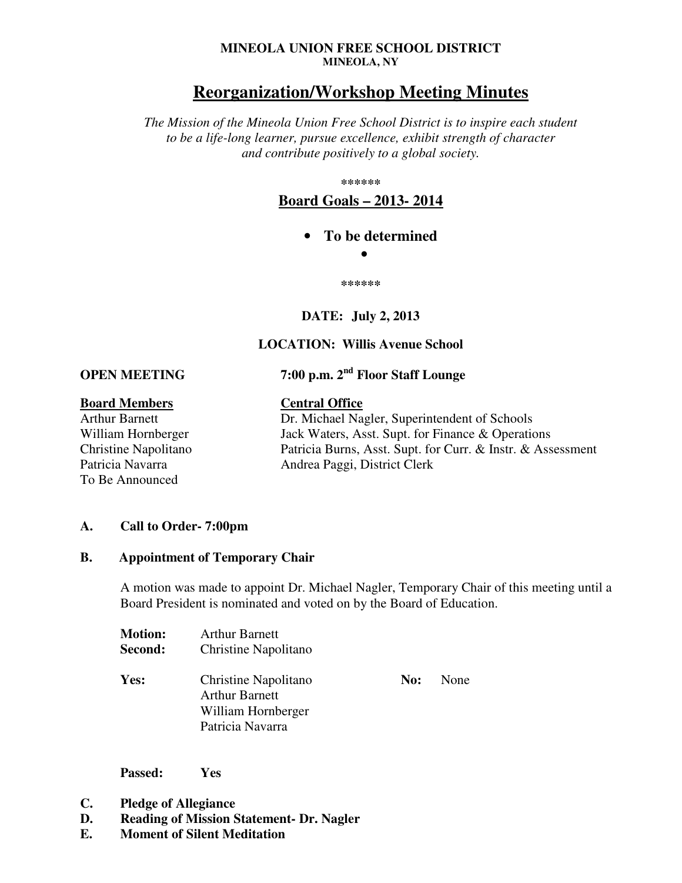**MINEOLA UNION FREE SCHOOL DISTRICT**
**MINEOLA, NY**

# Reorganization/Workshop Meeting Minutes

*The Mission of the Mineola Union Free School District is to inspire each student to be a life-long learner, pursue excellence, exhibit strength of character and contribute positively to a global society.*

******

## Board Goals – 2013- 2014

- **To be determined**
-

******

**DATE: July 2, 2013**

**LOCATION: Willis Avenue School**

**OPEN MEETING** **7:00 p.m. 2nd Floor Staff Lounge**

| **Board Members** | **Central Office** |
|---|---|
| Arthur Barnett | Dr. Michael Nagler, Superintendent of Schools |
| William Hornberger | Jack Waters, Asst. Supt. for Finance & Operations |
| Christine Napolitano | Patricia Burns, Asst. Supt. for Curr. & Instr. & Assessment |
| Patricia Navarra | Andrea Paggi, District Clerk |
| To Be Announced | |

**A. Call to Order- 7:00pm**

**B. Appointment of Temporary Chair**

A motion was made to appoint Dr. Michael Nagler, Temporary Chair of this meeting until a Board President is nominated and voted on by the Board of Education.

**Motion:** Arthur Barnett
**Second:** Christine Napolitano

**Yes:** Christine Napolitano, Arthur Barnett, William Hornberger, Patricia Navarra

**No:** None

**Passed:** **Yes**

**C. Pledge of Allegiance**
**D. Reading of Mission Statement- Dr. Nagler**
**E. Moment of Silent Meditation**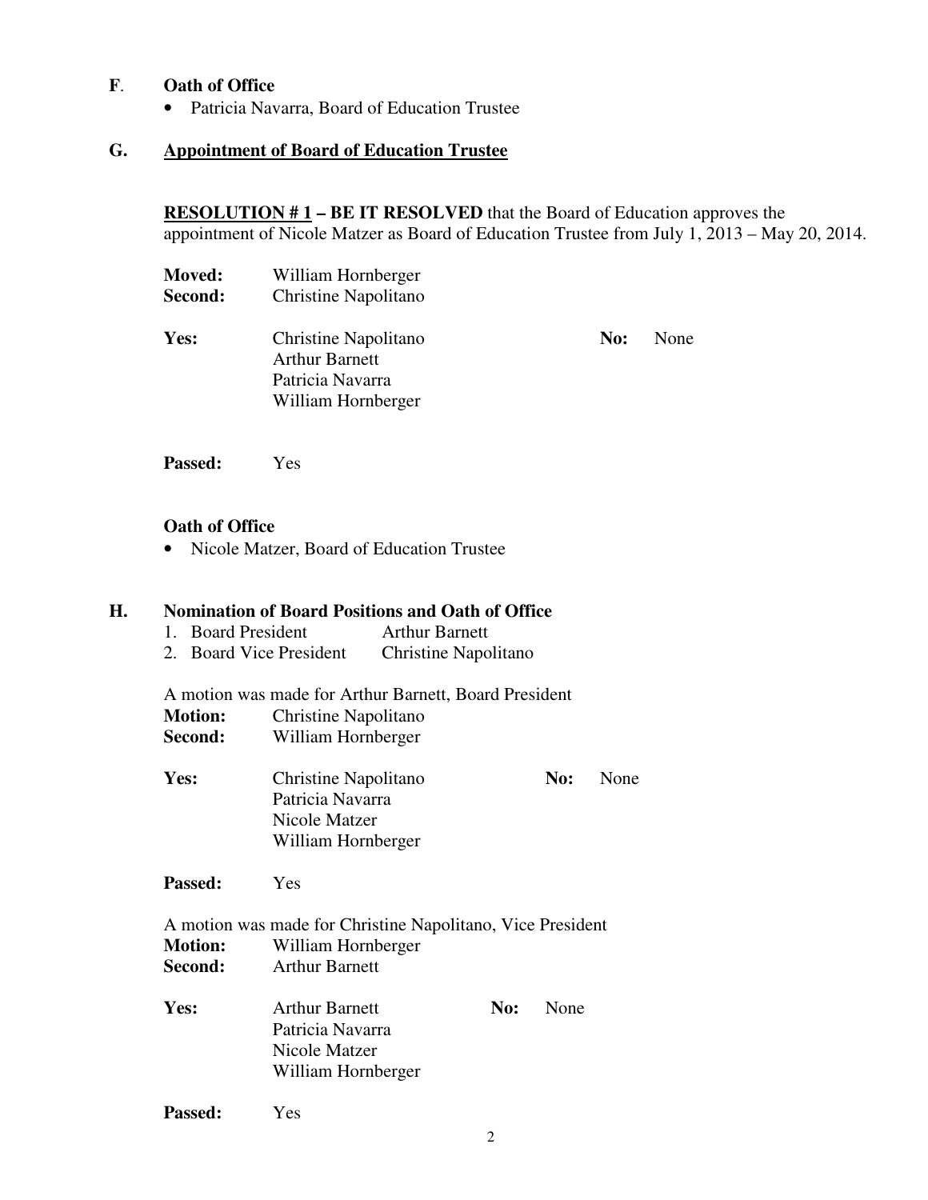**F**. **Oath of Office**

- Patricia Navarra, Board of Education Trustee

## G. Appointment of Board of Education Trustee

**RESOLUTION # 1 – BE IT RESOLVED** that the Board of Education approves the appointment of Nicole Matzer as Board of Education Trustee from July 1, 2013 – May 20, 2014.

**Moved:** William Hornberger
**Second:** Christine Napolitano

**Yes:** Christine Napolitano
Arthur Barnett
Patricia Navarra
William Hornberger

**No:** None

**Passed:** Yes

**Oath of Office**

- Nicole Matzer, Board of Education Trustee

## H. Nomination of Board Positions and Oath of Office

1. Board President Arthur Barnett
2. Board Vice President Christine Napolitano

A motion was made for Arthur Barnett, Board President
**Motion:** Christine Napolitano
**Second:** William Hornberger

**Yes:** Christine Napolitano
Patricia Navarra
Nicole Matzer
William Hornberger

**No:** None

**Passed:** Yes

A motion was made for Christine Napolitano, Vice President
**Motion:** William Hornberger
**Second:** Arthur Barnett

**Yes:** Arthur Barnett
Patricia Navarra
Nicole Matzer
William Hornberger

**No:** None

**Passed:** Yes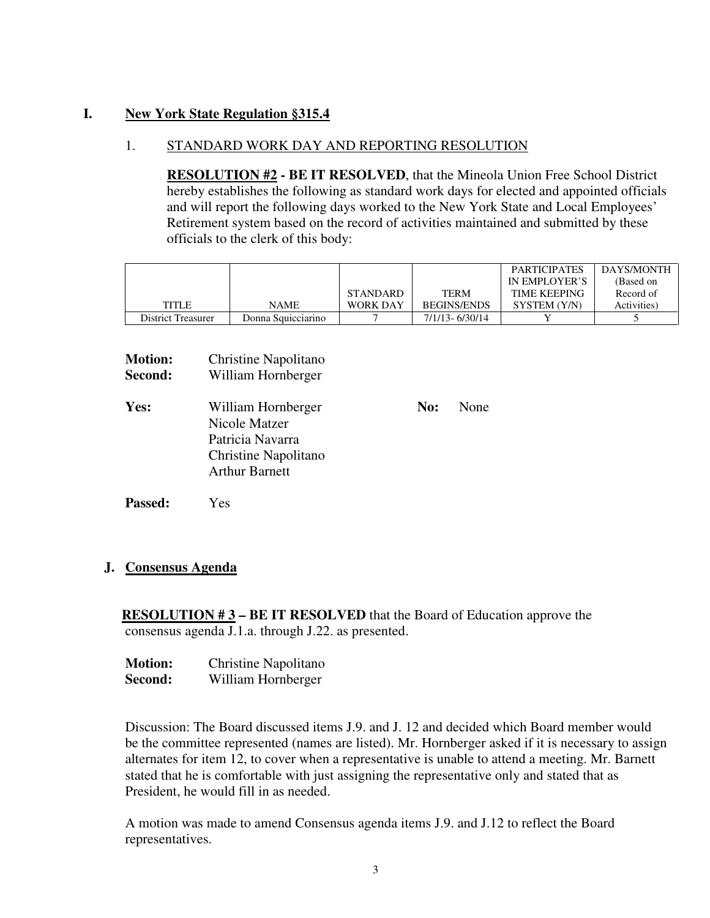## I. New York State Regulation §315.4

### 1. STANDARD WORK DAY AND REPORTING RESOLUTION

**RESOLUTION #2 - BE IT RESOLVED**, that the Mineola Union Free School District hereby establishes the following as standard work days for elected and appointed officials and will report the following days worked to the New York State and Local Employees' Retirement system based on the record of activities maintained and submitted by these officials to the clerk of this body:

| TITLE | NAME | STANDARD WORK DAY | TERM BEGINS/ENDS | PARTICIPATES IN EMPLOYER'S TIME KEEPING SYSTEM (Y/N) | DAYS/MONTH (Based on Record of Activities) |
|---|---|---|---|---|---|
| District Treasurer | Donna Squicciarino | 7 | 7/1/13- 6/30/14 | Y | 5 |

**Motion:** Christine Napolitano
**Second:** William Hornberger

**Yes:** William Hornberger, Nicole Matzer, Patricia Navarra, Christine Napolitano, Arthur Barnett

**No:** None

**Passed:** Yes

## J. Consensus Agenda

**RESOLUTION # 3 – BE IT RESOLVED** that the Board of Education approve the consensus agenda J.1.a. through J.22. as presented.

**Motion:** Christine Napolitano
**Second:** William Hornberger

Discussion: The Board discussed items J.9. and J. 12 and decided which Board member would be the committee represented (names are listed). Mr. Hornberger asked if it is necessary to assign alternates for item 12, to cover when a representative is unable to attend a meeting. Mr. Barnett stated that he is comfortable with just assigning the representative only and stated that as President, he would fill in as needed.

A motion was made to amend Consensus agenda items J.9. and J.12 to reflect the Board representatives.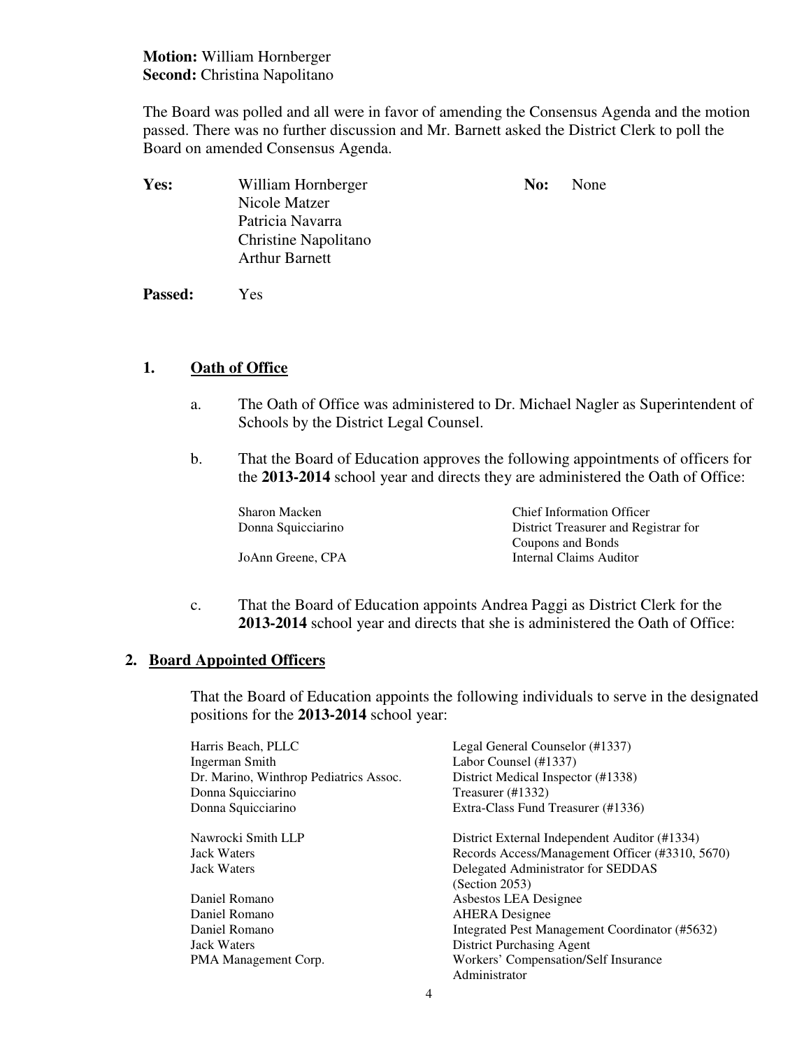**Motion:** William Hornberger
**Second:** Christina Napolitano

The Board was polled and all were in favor of amending the Consensus Agenda and the motion passed. There was no further discussion and Mr. Barnett asked the District Clerk to poll the Board on amended Consensus Agenda.

| **Yes:** | | **No:** | |
|---|---|---|---|
| | William Hornberger | | None |
| | Nicole Matzer | | |
| | Patricia Navarra | | |
| | Christine Napolitano | | |
| | Arthur Barnett | | |

**Passed:** Yes

## 1. Oath of Office

a. The Oath of Office was administered to Dr. Michael Nagler as Superintendent of Schools by the District Legal Counsel.

b. That the Board of Education approves the following appointments of officers for the **2013-2014** school year and directs they are administered the Oath of Office:

| | |
|---|---|
| Sharon Macken | Chief Information Officer |
| Donna Squicciarino | District Treasurer and Registrar for Coupons and Bonds |
| JoAnn Greene, CPA | Internal Claims Auditor |

c. That the Board of Education appoints Andrea Paggi as District Clerk for the **2013-2014** school year and directs that she is administered the Oath of Office:

## 2. Board Appointed Officers

That the Board of Education appoints the following individuals to serve in the designated positions for the **2013-2014** school year:

| | |
|---|---|
| Harris Beach, PLLC | Legal General Counselor (#1337) |
| Ingerman Smith | Labor Counsel (#1337) |
| Dr. Marino, Winthrop Pediatrics Assoc. | District Medical Inspector (#1338) |
| Donna Squicciarino | Treasurer (#1332) |
| Donna Squicciarino | Extra-Class Fund Treasurer (#1336) |
| Nawrocki Smith LLP | District External Independent Auditor (#1334) |
| Jack Waters | Records Access/Management Officer (#3310, 5670) |
| Jack Waters | Delegated Administrator for SEDDAS (Section 2053) |
| Daniel Romano | Asbestos LEA Designee |
| Daniel Romano | AHERA Designee |
| Daniel Romano | Integrated Pest Management Coordinator (#5632) |
| Jack Waters | District Purchasing Agent |
| PMA Management Corp. | Workers' Compensation/Self Insurance Administrator |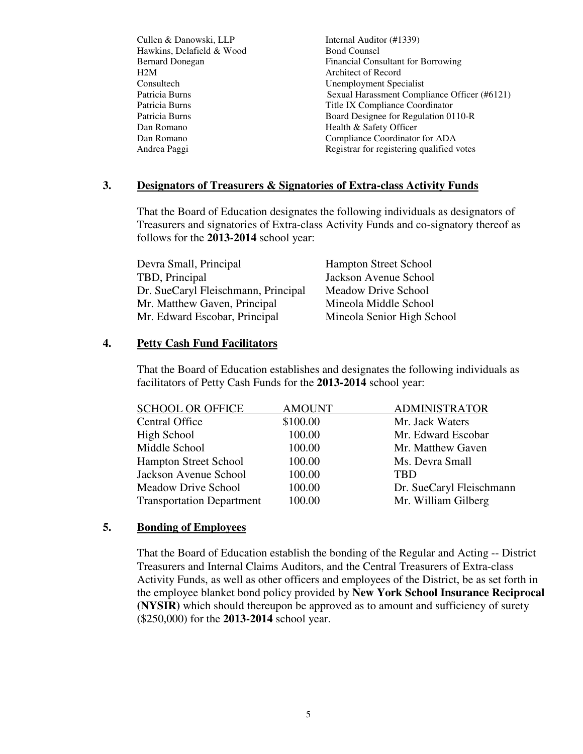| | |
|---|---|
| Cullen & Danowski, LLP | Internal Auditor (#1339) |
| Hawkins, Delafield & Wood | Bond Counsel |
| Bernard Donegan | Financial Consultant for Borrowing |
| H2M | Architect of Record |
| Consultech | Unemployment Specialist |
| Patricia Burns | Sexual Harassment Compliance Officer (#6121) |
| Patricia Burns | Title IX Compliance Coordinator |
| Patricia Burns | Board Designee for Regulation 0110-R |
| Dan Romano | Health & Safety Officer |
| Dan Romano | Compliance Coordinator for ADA |
| Andrea Paggi | Registrar for registering qualified votes |

**3. Designators of Treasurers & Signatories of Extra-class Activity Funds**

That the Board of Education designates the following individuals as designators of Treasurers and signatories of Extra-class Activity Funds and co-signatory thereof as follows for the **2013-2014** school year:

| | |
|---|---|
| Devra Small, Principal | Hampton Street School |
| TBD, Principal | Jackson Avenue School |
| Dr. SueCaryl Fleischmann, Principal | Meadow Drive School |
| Mr. Matthew Gaven, Principal | Mineola Middle School |
| Mr. Edward Escobar, Principal | Mineola Senior High School |

**4. Petty Cash Fund Facilitators**

That the Board of Education establishes and designates the following individuals as facilitators of Petty Cash Funds for the **2013-2014** school year:

| SCHOOL OR OFFICE | AMOUNT | ADMINISTRATOR |
|---|---|---|
| Central Office | $100.00 | Mr. Jack Waters |
| High School | 100.00 | Mr. Edward Escobar |
| Middle School | 100.00 | Mr. Matthew Gaven |
| Hampton Street School | 100.00 | Ms. Devra Small |
| Jackson Avenue School | 100.00 | TBD |
| Meadow Drive School | 100.00 | Dr. SueCaryl Fleischmann |
| Transportation Department | 100.00 | Mr. William Gilberg |

**5. Bonding of Employees**

That the Board of Education establish the bonding of the Regular and Acting -- District Treasurers and Internal Claims Auditors, and the Central Treasurers of Extra-class Activity Funds, as well as other officers and employees of the District, be as set forth in the employee blanket bond policy provided by **New York School Insurance Reciprocal (NYSIR)** which should thereupon be approved as to amount and sufficiency of surety ($250,000) for the **2013-2014** school year.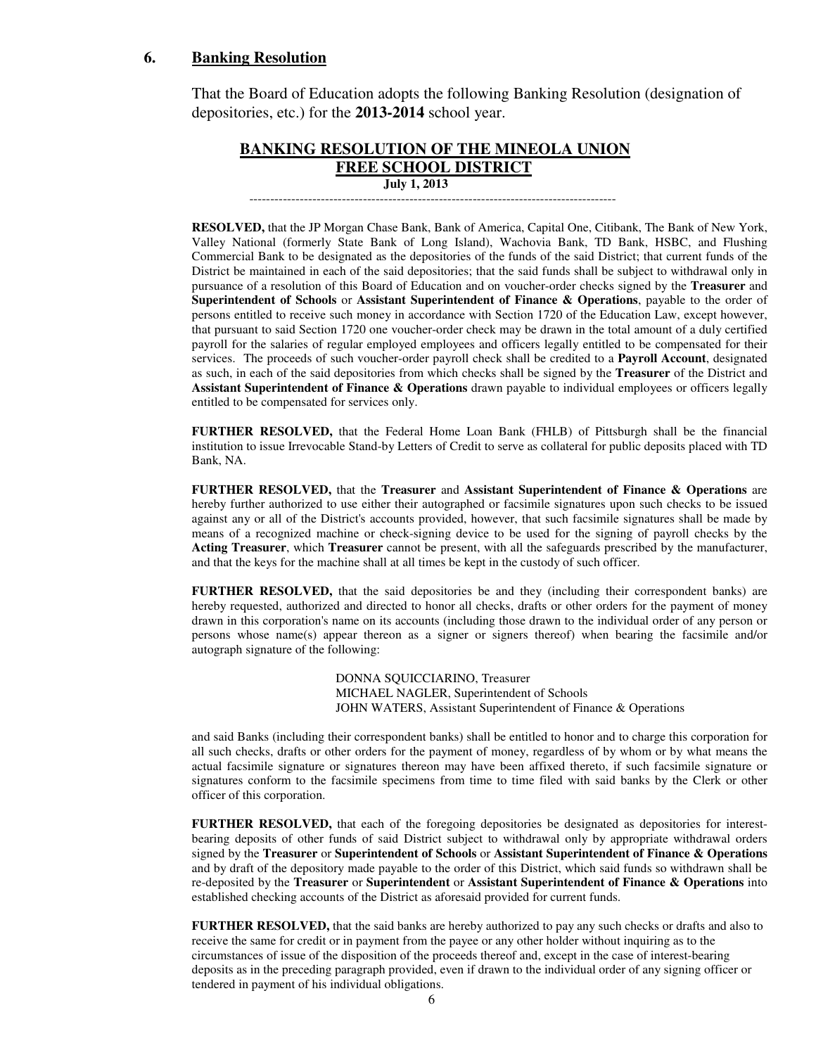## 6. Banking Resolution

That the Board of Education adopts the following Banking Resolution (designation of depositories, etc.) for the **2013-2014** school year.

### BANKING RESOLUTION OF THE MINEOLA UNION FREE SCHOOL DISTRICT

**July 1, 2013**

---

**RESOLVED,** that the JP Morgan Chase Bank, Bank of America, Capital One, Citibank, The Bank of New York, Valley National (formerly State Bank of Long Island), Wachovia Bank, TD Bank, HSBC, and Flushing Commercial Bank to be designated as the depositories of the funds of the said District; that current funds of the District be maintained in each of the said depositories; that the said funds shall be subject to withdrawal only in pursuance of a resolution of this Board of Education and on voucher-order checks signed by the **Treasurer** and **Superintendent of Schools** or **Assistant Superintendent of Finance & Operations**, payable to the order of persons entitled to receive such money in accordance with Section 1720 of the Education Law, except however, that pursuant to said Section 1720 one voucher-order check may be drawn in the total amount of a duly certified payroll for the salaries of regular employed employees and officers legally entitled to be compensated for their services. The proceeds of such voucher-order payroll check shall be credited to a **Payroll Account**, designated as such, in each of the said depositories from which checks shall be signed by the **Treasurer** of the District and **Assistant Superintendent of Finance & Operations** drawn payable to individual employees or officers legally entitled to be compensated for services only.

**FURTHER RESOLVED,** that the Federal Home Loan Bank (FHLB) of Pittsburgh shall be the financial institution to issue Irrevocable Stand-by Letters of Credit to serve as collateral for public deposits placed with TD Bank, NA.

**FURTHER RESOLVED,** that the **Treasurer** and **Assistant Superintendent of Finance & Operations** are hereby further authorized to use either their autographed or facsimile signatures upon such checks to be issued against any or all of the District's accounts provided, however, that such facsimile signatures shall be made by means of a recognized machine or check-signing device to be used for the signing of payroll checks by the **Acting Treasurer**, which **Treasurer** cannot be present, with all the safeguards prescribed by the manufacturer, and that the keys for the machine shall at all times be kept in the custody of such officer.

**FURTHER RESOLVED,** that the said depositories be and they (including their correspondent banks) are hereby requested, authorized and directed to honor all checks, drafts or other orders for the payment of money drawn in this corporation's name on its accounts (including those drawn to the individual order of any person or persons whose name(s) appear thereon as a signer or signers thereof) when bearing the facsimile and/or autograph signature of the following:

DONNA SQUICCIARINO, Treasurer
MICHAEL NAGLER, Superintendent of Schools
JOHN WATERS, Assistant Superintendent of Finance & Operations

and said Banks (including their correspondent banks) shall be entitled to honor and to charge this corporation for all such checks, drafts or other orders for the payment of money, regardless of by whom or by what means the actual facsimile signature or signatures thereon may have been affixed thereto, if such facsimile signature or signatures conform to the facsimile specimens from time to time filed with said banks by the Clerk or other officer of this corporation.

**FURTHER RESOLVED,** that each of the foregoing depositories be designated as depositories for interest-bearing deposits of other funds of said District subject to withdrawal only by appropriate withdrawal orders signed by the **Treasurer** or **Superintendent of Schools** or **Assistant Superintendent of Finance & Operations** and by draft of the depository made payable to the order of this District, which said funds so withdrawn shall be re-deposited by the **Treasurer** or **Superintendent** or **Assistant Superintendent of Finance & Operations** into established checking accounts of the District as aforesaid provided for current funds.

**FURTHER RESOLVED,** that the said banks are hereby authorized to pay any such checks or drafts and also to receive the same for credit or in payment from the payee or any other holder without inquiring as to the circumstances of issue of the disposition of the proceeds thereof and, except in the case of interest-bearing deposits as in the preceding paragraph provided, even if drawn to the individual order of any signing officer or tendered in payment of his individual obligations.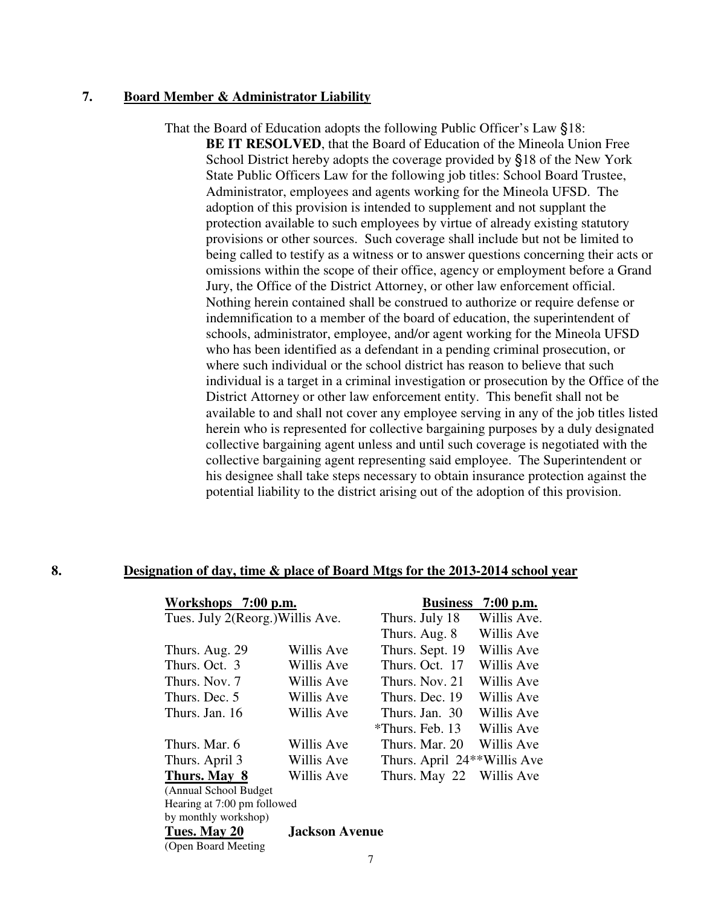## 7. **Board Member & Administrator Liability**

That the Board of Education adopts the following Public Officer's Law §18:

**BE IT RESOLVED**, that the Board of Education of the Mineola Union Free School District hereby adopts the coverage provided by §18 of the New York State Public Officers Law for the following job titles: School Board Trustee, Administrator, employees and agents working for the Mineola UFSD. The adoption of this provision is intended to supplement and not supplant the protection available to such employees by virtue of already existing statutory provisions or other sources. Such coverage shall include but not be limited to being called to testify as a witness or to answer questions concerning their acts or omissions within the scope of their office, agency or employment before a Grand Jury, the Office of the District Attorney, or other law enforcement official. Nothing herein contained shall be construed to authorize or require defense or indemnification to a member of the board of education, the superintendent of schools, administrator, employee, and/or agent working for the Mineola UFSD who has been identified as a defendant in a pending criminal prosecution, or where such individual or the school district has reason to believe that such individual is a target in a criminal investigation or prosecution by the Office of the District Attorney or other law enforcement entity. This benefit shall not be available to and shall not cover any employee serving in any of the job titles listed herein who is represented for collective bargaining purposes by a duly designated collective bargaining agent unless and until such coverage is negotiated with the collective bargaining agent representing said employee. The Superintendent or his designee shall take steps necessary to obtain insurance protection against the potential liability to the district arising out of the adoption of this provision.

## 8. **Designation of day, time & place of Board Mtgs for the 2013-2014 school year**

| **Workshops 7:00 p.m.** | | **Business 7:00 p.m.** | |
|---|---|---|---|
| Tues. July 2(Reorg.) | Willis Ave. | Thurs. July 18 | Willis Ave. |
| | | Thurs. Aug. 8 | Willis Ave |
| Thurs. Aug. 29 | Willis Ave | Thurs. Sept. 19 | Willis Ave |
| Thurs. Oct. 3 | Willis Ave | Thurs. Oct. 17 | Willis Ave |
| Thurs. Nov. 7 | Willis Ave | Thurs. Nov. 21 | Willis Ave |
| Thurs. Dec. 5 | Willis Ave | Thurs. Dec. 19 | Willis Ave |
| Thurs. Jan. 16 | Willis Ave | Thurs. Jan. 30 | Willis Ave |
| | | *Thurs. Feb. 13 | Willis Ave |
| Thurs. Mar. 6 | Willis Ave | Thurs. Mar. 20 | Willis Ave |
| Thurs. April 3 | Willis Ave | Thurs. April 24** | Willis Ave |
| **Thurs. May 8** (Annual School Budget Hearing at 7:00 pm followed by monthly workshop) | Willis Ave | Thurs. May 22 | Willis Ave |
| **Tues. May 20** (Open Board Meeting | **Jackson Avenue** | | |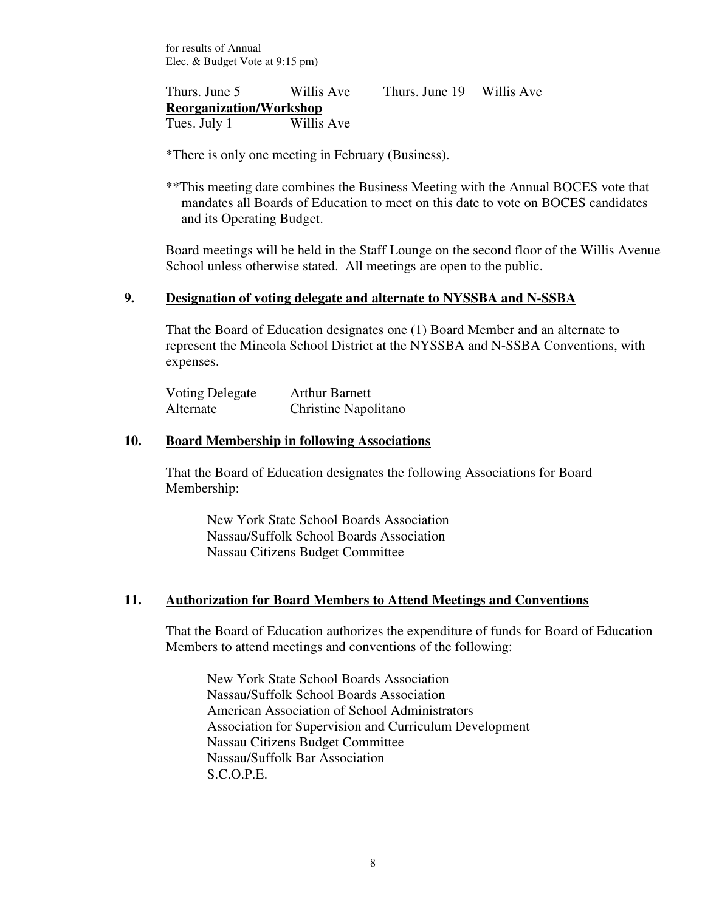for results of Annual
Elec. & Budget Vote at 9:15 pm)

| | | | |
|---|---|---|---|
| Thurs. June 5 | Willis Ave | Thurs. June 19 | Willis Ave |
| **Reorganization/Workshop** | | | |
| Tues. July 1 | Willis Ave | | |

*There is only one meeting in February (Business).

**This meeting date combines the Business Meeting with the Annual BOCES vote that mandates all Boards of Education to meet on this date to vote on BOCES candidates and its Operating Budget.

Board meetings will be held in the Staff Lounge on the second floor of the Willis Avenue School unless otherwise stated. All meetings are open to the public.

## 9. Designation of voting delegate and alternate to NYSSBA and N-SSBA

That the Board of Education designates one (1) Board Member and an alternate to represent the Mineola School District at the NYSSBA and N-SSBA Conventions, with expenses.

| | |
|---|---|
| Voting Delegate | Arthur Barnett |
| Alternate | Christine Napolitano |

## 10. Board Membership in following Associations

That the Board of Education designates the following Associations for Board Membership:

New York State School Boards Association
Nassau/Suffolk School Boards Association
Nassau Citizens Budget Committee

## 11. Authorization for Board Members to Attend Meetings and Conventions

That the Board of Education authorizes the expenditure of funds for Board of Education Members to attend meetings and conventions of the following:

New York State School Boards Association
Nassau/Suffolk School Boards Association
American Association of School Administrators
Association for Supervision and Curriculum Development
Nassau Citizens Budget Committee
Nassau/Suffolk Bar Association
S.C.O.P.E.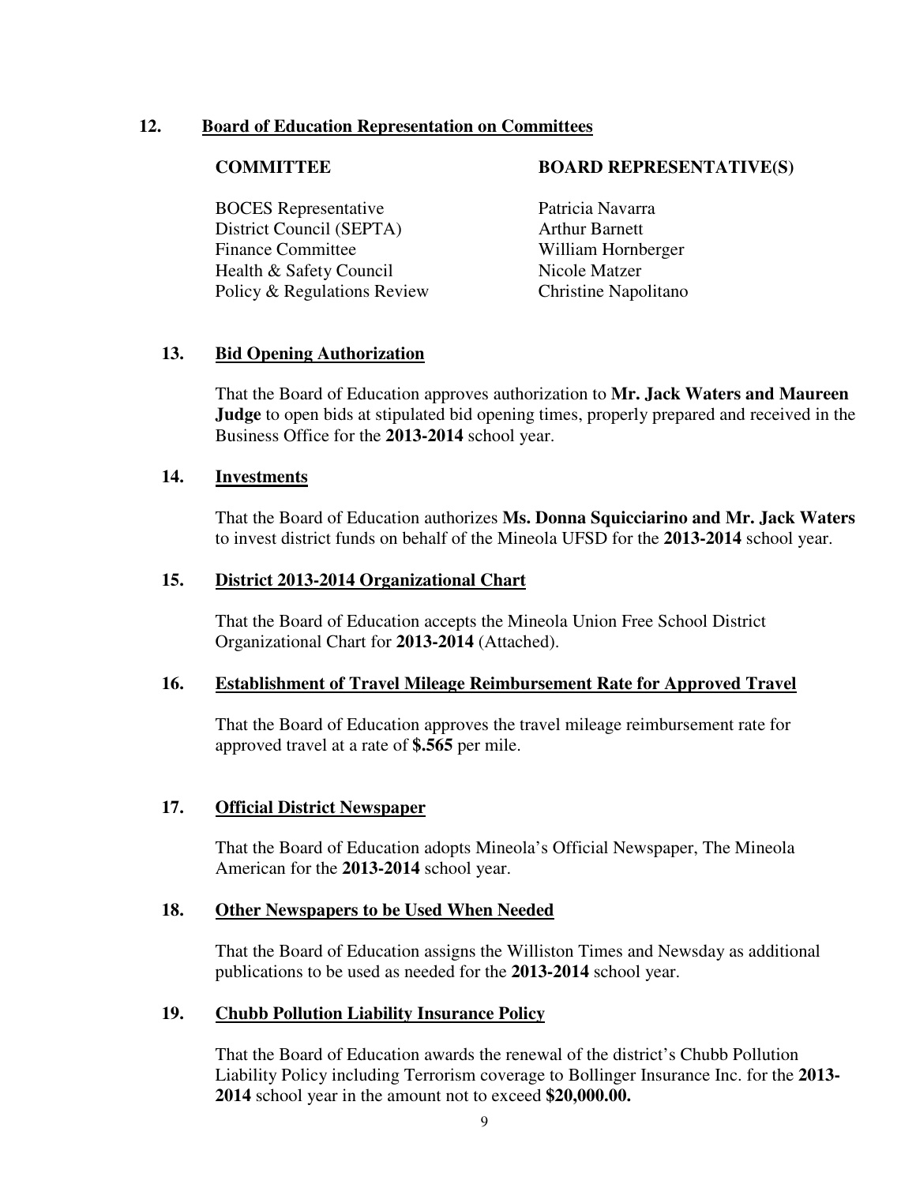**12. Board of Education Representation on Committees**

| COMMITTEE | BOARD REPRESENTATIVE(S) |
| --- | --- |
| BOCES Representative | Patricia Navarra |
| District Council (SEPTA) | Arthur Barnett |
| Finance Committee | William Hornberger |
| Health & Safety Council | Nicole Matzer |
| Policy & Regulations Review | Christine Napolitano |

**13. Bid Opening Authorization**

That the Board of Education approves authorization to **Mr. Jack Waters and Maureen Judge** to open bids at stipulated bid opening times, properly prepared and received in the Business Office for the **2013-2014** school year.

**14. Investments**

That the Board of Education authorizes **Ms. Donna Squicciarino and Mr. Jack Waters** to invest district funds on behalf of the Mineola UFSD for the **2013-2014** school year.

**15. District 2013-2014 Organizational Chart**

That the Board of Education accepts the Mineola Union Free School District Organizational Chart for **2013-2014** (Attached).

**16. Establishment of Travel Mileage Reimbursement Rate for Approved Travel**

That the Board of Education approves the travel mileage reimbursement rate for approved travel at a rate of **$.565** per mile.

**17. Official District Newspaper**

That the Board of Education adopts Mineola's Official Newspaper, The Mineola American for the **2013-2014** school year.

**18. Other Newspapers to be Used When Needed**

That the Board of Education assigns the Williston Times and Newsday as additional publications to be used as needed for the **2013-2014** school year.

**19. Chubb Pollution Liability Insurance Policy**

That the Board of Education awards the renewal of the district's Chubb Pollution Liability Policy including Terrorism coverage to Bollinger Insurance Inc. for the **2013-2014** school year in the amount not to exceed **$20,000.00.**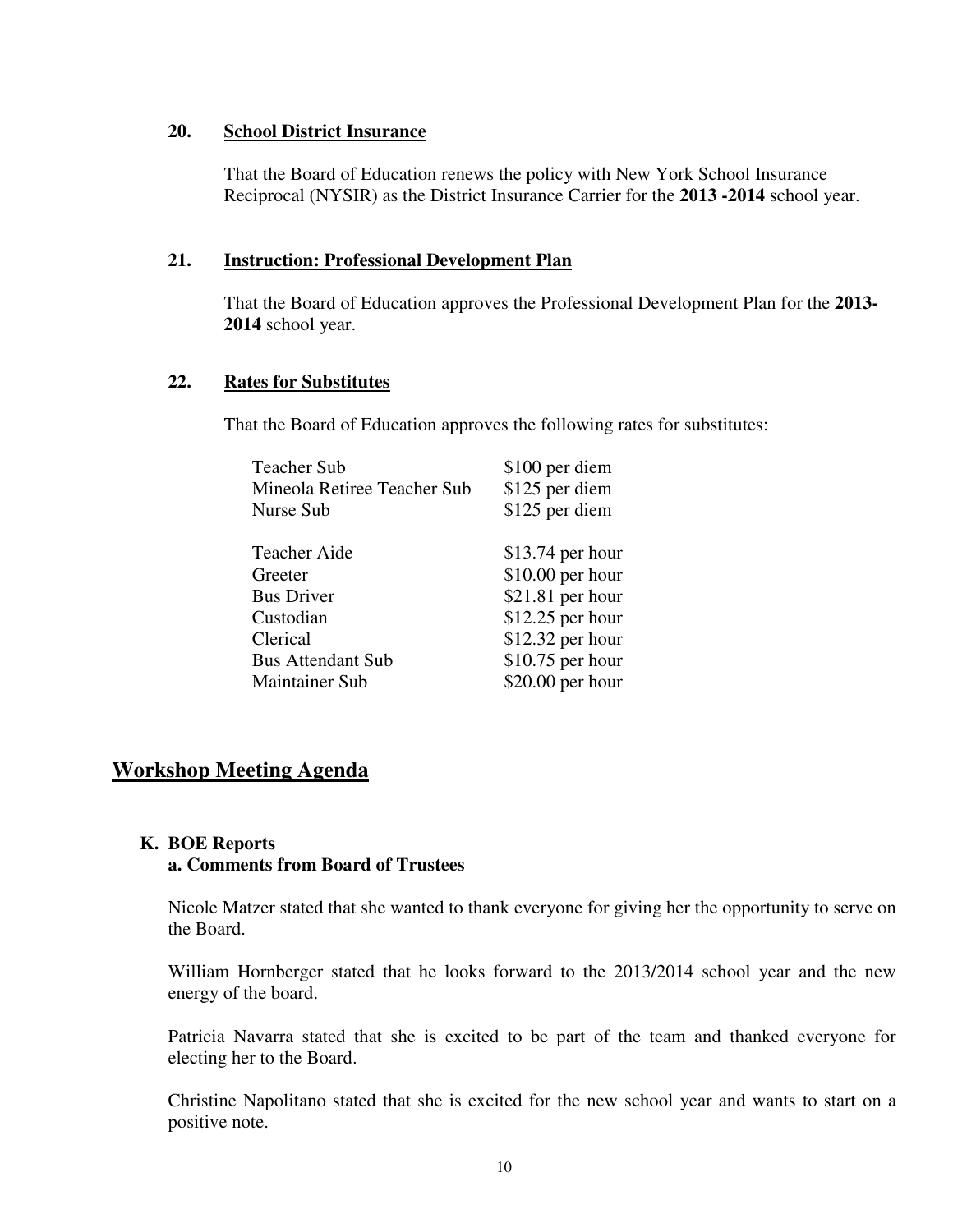**20. School District Insurance**

That the Board of Education renews the policy with New York School Insurance Reciprocal (NYSIR) as the District Insurance Carrier for the **2013 -2014** school year.

**21. Instruction: Professional Development Plan**

That the Board of Education approves the Professional Development Plan for the **2013-2014** school year.

**22. Rates for Substitutes**

That the Board of Education approves the following rates for substitutes:

| | |
|---|---|
| Teacher Sub | $100 per diem |
| Mineola Retiree Teacher Sub | $125 per diem |
| Nurse Sub | $125 per diem |
| | |
| Teacher Aide | $13.74 per hour |
| Greeter | $10.00 per hour |
| Bus Driver | $21.81 per hour |
| Custodian | $12.25 per hour |
| Clerical | $12.32 per hour |
| Bus Attendant Sub | $10.75 per hour |
| Maintainer Sub | $20.00 per hour |

## Workshop Meeting Agenda

**K. BOE Reports**

**a. Comments from Board of Trustees**

Nicole Matzer stated that she wanted to thank everyone for giving her the opportunity to serve on the Board.

William Hornberger stated that he looks forward to the 2013/2014 school year and the new energy of the board.

Patricia Navarra stated that she is excited to be part of the team and thanked everyone for electing her to the Board.

Christine Napolitano stated that she is excited for the new school year and wants to start on a positive note.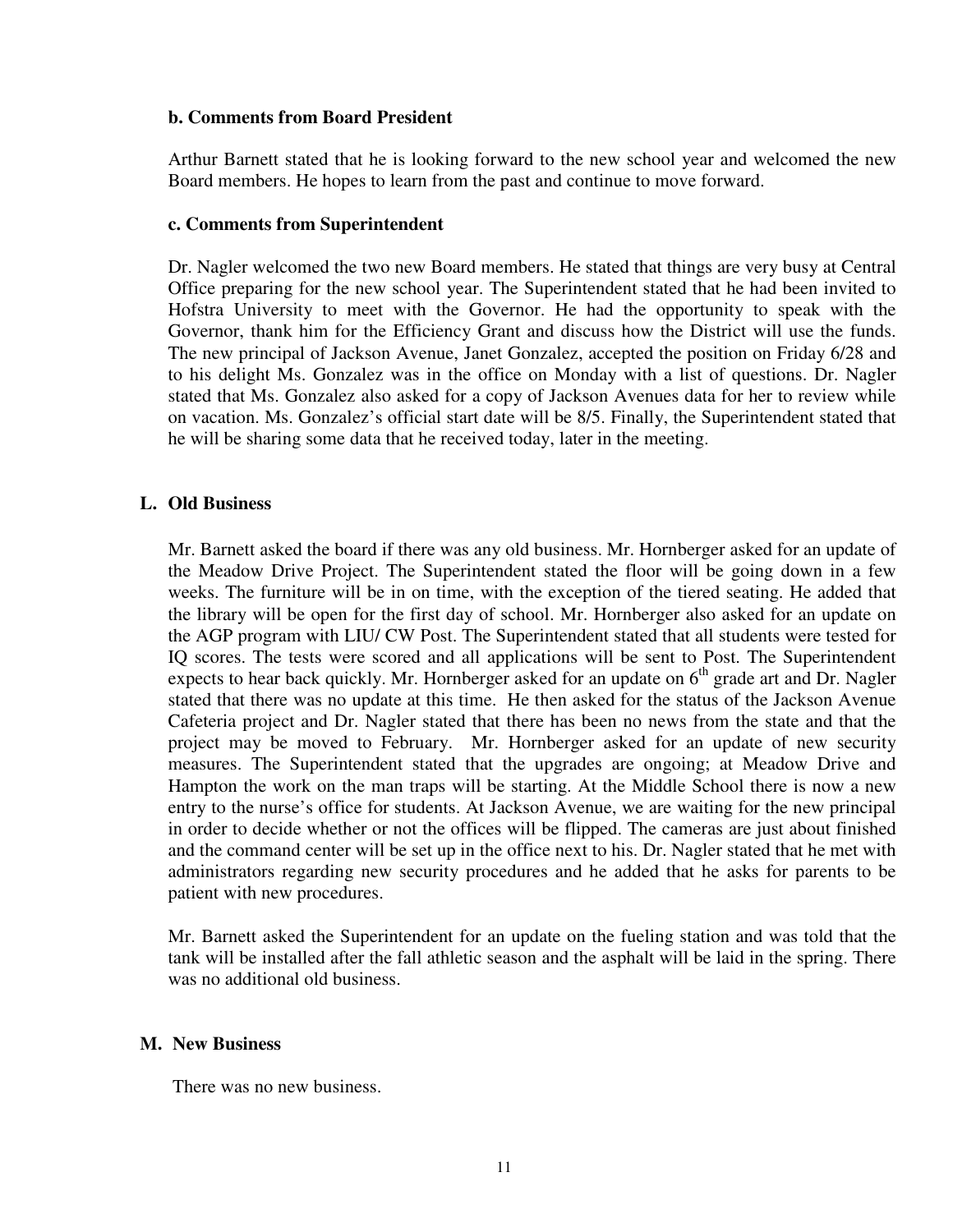### b. Comments from Board President

Arthur Barnett stated that he is looking forward to the new school year and welcomed the new Board members. He hopes to learn from the past and continue to move forward.

### c. Comments from Superintendent

Dr. Nagler welcomed the two new Board members. He stated that things are very busy at Central Office preparing for the new school year. The Superintendent stated that he had been invited to Hofstra University to meet with the Governor. He had the opportunity to speak with the Governor, thank him for the Efficiency Grant and discuss how the District will use the funds. The new principal of Jackson Avenue, Janet Gonzalez, accepted the position on Friday 6/28 and to his delight Ms. Gonzalez was in the office on Monday with a list of questions. Dr. Nagler stated that Ms. Gonzalez also asked for a copy of Jackson Avenues data for her to review while on vacation. Ms. Gonzalez's official start date will be 8/5. Finally, the Superintendent stated that he will be sharing some data that he received today, later in the meeting.

## L. Old Business

Mr. Barnett asked the board if there was any old business. Mr. Hornberger asked for an update of the Meadow Drive Project. The Superintendent stated the floor will be going down in a few weeks. The furniture will be in on time, with the exception of the tiered seating. He added that the library will be open for the first day of school. Mr. Hornberger also asked for an update on the AGP program with LIU/ CW Post. The Superintendent stated that all students were tested for IQ scores. The tests were scored and all applications will be sent to Post. The Superintendent expects to hear back quickly. Mr. Hornberger asked for an update on 6th grade art and Dr. Nagler stated that there was no update at this time. He then asked for the status of the Jackson Avenue Cafeteria project and Dr. Nagler stated that there has been no news from the state and that the project may be moved to February. Mr. Hornberger asked for an update of new security measures. The Superintendent stated that the upgrades are ongoing; at Meadow Drive and Hampton the work on the man traps will be starting. At the Middle School there is now a new entry to the nurse's office for students. At Jackson Avenue, we are waiting for the new principal in order to decide whether or not the offices will be flipped. The cameras are just about finished and the command center will be set up in the office next to his. Dr. Nagler stated that he met with administrators regarding new security procedures and he added that he asks for parents to be patient with new procedures.

Mr. Barnett asked the Superintendent for an update on the fueling station and was told that the tank will be installed after the fall athletic season and the asphalt will be laid in the spring. There was no additional old business.

## M. New Business

There was no new business.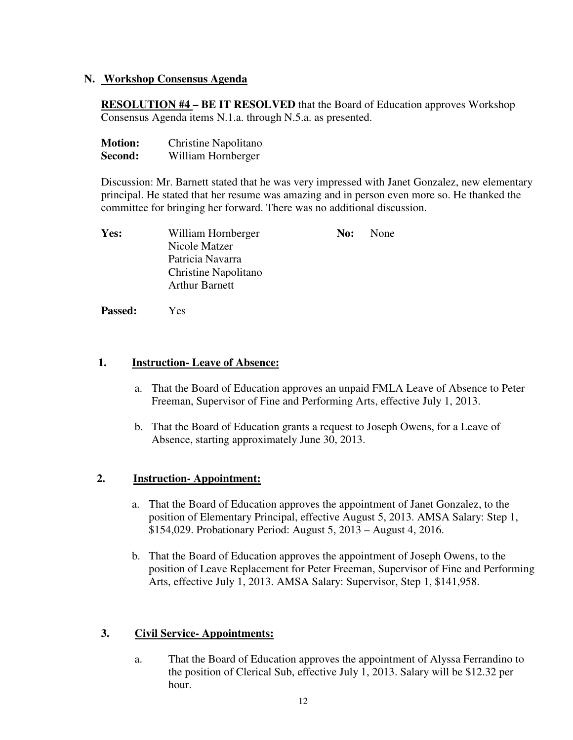## N. Workshop Consensus Agenda

**RESOLUTION #4 – BE IT RESOLVED** that the Board of Education approves Workshop Consensus Agenda items N.1.a. through N.5.a. as presented.

**Motion:** Christine Napolitano
**Second:** William Hornberger

Discussion: Mr. Barnett stated that he was very impressed with Janet Gonzalez, new elementary principal. He stated that her resume was amazing and in person even more so. He thanked the committee for bringing her forward. There was no additional discussion.

**Yes:** William Hornberger, Nicole Matzer, Patricia Navarra, Christine Napolitano, Arthur Barnett

**No:** None

**Passed:** Yes

### 1. Instruction- Leave of Absence:

a. That the Board of Education approves an unpaid FMLA Leave of Absence to Peter Freeman, Supervisor of Fine and Performing Arts, effective July 1, 2013.

b. That the Board of Education grants a request to Joseph Owens, for a Leave of Absence, starting approximately June 30, 2013.

### 2. Instruction- Appointment:

a. That the Board of Education approves the appointment of Janet Gonzalez, to the position of Elementary Principal, effective August 5, 2013. AMSA Salary: Step 1, $154,029. Probationary Period: August 5, 2013 – August 4, 2016.

b. That the Board of Education approves the appointment of Joseph Owens, to the position of Leave Replacement for Peter Freeman, Supervisor of Fine and Performing Arts, effective July 1, 2013. AMSA Salary: Supervisor, Step 1, $141,958.

### 3. Civil Service- Appointments:

a. That the Board of Education approves the appointment of Alyssa Ferrandino to the position of Clerical Sub, effective July 1, 2013. Salary will be $12.32 per hour.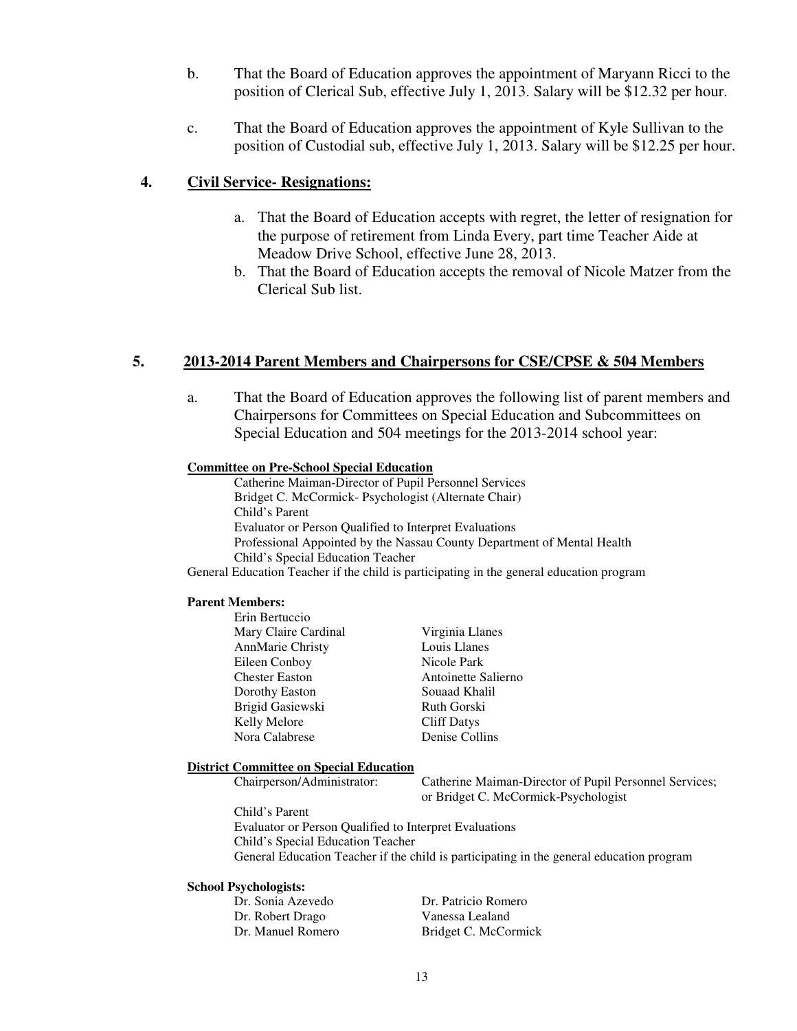b. That the Board of Education approves the appointment of Maryann Ricci to the position of Clerical Sub, effective July 1, 2013. Salary will be $12.32 per hour.

c. That the Board of Education approves the appointment of Kyle Sullivan to the position of Custodial sub, effective July 1, 2013. Salary will be $12.25 per hour.

### 4. <u>Civil Service- Resignations:</u>

a. That the Board of Education accepts with regret, the letter of resignation for the purpose of retirement from Linda Every, part time Teacher Aide at Meadow Drive School, effective June 28, 2013.

b. That the Board of Education accepts the removal of Nicole Matzer from the Clerical Sub list.

### 5. <u>2013-2014 Parent Members and Chairpersons for CSE/CPSE & 504 Members</u>

a. That the Board of Education approves the following list of parent members and Chairpersons for Committees on Special Education and Subcommittees on Special Education and 504 meetings for the 2013-2014 school year:

**<u>Committee on Pre-School Special Education</u>**

Catherine Maiman-Director of Pupil Personnel Services
Bridget C. McCormick- Psychologist (Alternate Chair)
Child's Parent
Evaluator or Person Qualified to Interpret Evaluations
Professional Appointed by the Nassau County Department of Mental Health
Child's Special Education Teacher
General Education Teacher if the child is participating in the general education program

**Parent Members:**

Erin Bertuccio
Mary Claire Cardinal
AnnMarie Christy
Eileen Conboy
Chester Easton
Dorothy Easton
Brigid Gasiewski
Kelly Melore
Nora Calabrese
Virginia Llanes
Louis Llanes
Nicole Park
Antoinette Salierno
Souaad Khalil
Ruth Gorski
Cliff Datys
Denise Collins

**<u>District Committee on Special Education</u>**

Chairperson/Administrator: Catherine Maiman-Director of Pupil Personnel Services; or Bridget C. McCormick-Psychologist
Child's Parent
Evaluator or Person Qualified to Interpret Evaluations
Child's Special Education Teacher
General Education Teacher if the child is participating in the general education program

**School Psychologists:**

Dr. Sonia Azevedo
Dr. Robert Drago
Dr. Manuel Romero
Dr. Patricio Romero
Vanessa Lealand
Bridget C. McCormick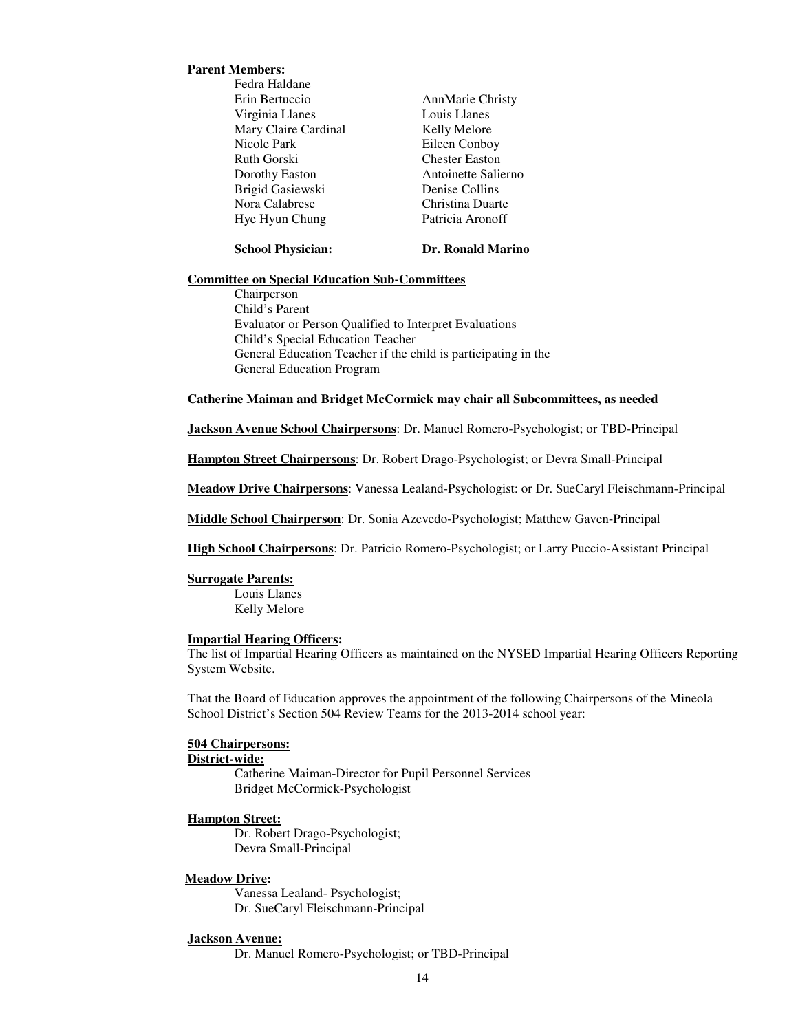**Parent Members:**

Fedra Haldane
Erin Bertuccio
Virginia Llanes
Mary Claire Cardinal
Nicole Park
Ruth Gorski
Dorothy Easton
Brigid Gasiewski
Nora Calabrese
Hye Hyun Chung
AnnMarie Christy
Louis Llanes
Kelly Melore
Eileen Conboy
Chester Easton
Antoinette Salierno
Denise Collins
Christina Duarte
Patricia Aronoff

**School Physician:** **Dr. Ronald Marino**

**Committee on Special Education Sub-Committees**

Chairperson
Child's Parent
Evaluator or Person Qualified to Interpret Evaluations
Child's Special Education Teacher
General Education Teacher if the child is participating in the General Education Program

**Catherine Maiman and Bridget McCormick may chair all Subcommittees, as needed**

**Jackson Avenue School Chairpersons**: Dr. Manuel Romero-Psychologist; or TBD-Principal

**Hampton Street Chairpersons**: Dr. Robert Drago-Psychologist; or Devra Small-Principal

**Meadow Drive Chairpersons**: Vanessa Lealand-Psychologist: or Dr. SueCaryl Fleischmann-Principal

**Middle School Chairperson**: Dr. Sonia Azevedo-Psychologist; Matthew Gaven-Principal

**High School Chairpersons**: Dr. Patricio Romero-Psychologist; or Larry Puccio-Assistant Principal

**Surrogate Parents:**

Louis Llanes
Kelly Melore

**Impartial Hearing Officers:**

The list of Impartial Hearing Officers as maintained on the NYSED Impartial Hearing Officers Reporting System Website.

That the Board of Education approves the appointment of the following Chairpersons of the Mineola School District's Section 504 Review Teams for the 2013-2014 school year:

**504 Chairpersons:**

**District-wide:**

Catherine Maiman-Director for Pupil Personnel Services
Bridget McCormick-Psychologist

**Hampton Street:**

Dr. Robert Drago-Psychologist;
Devra Small-Principal

**Meadow Drive:**

Vanessa Lealand- Psychologist;
Dr. SueCaryl Fleischmann-Principal

**Jackson Avenue:**

Dr. Manuel Romero-Psychologist; or TBD-Principal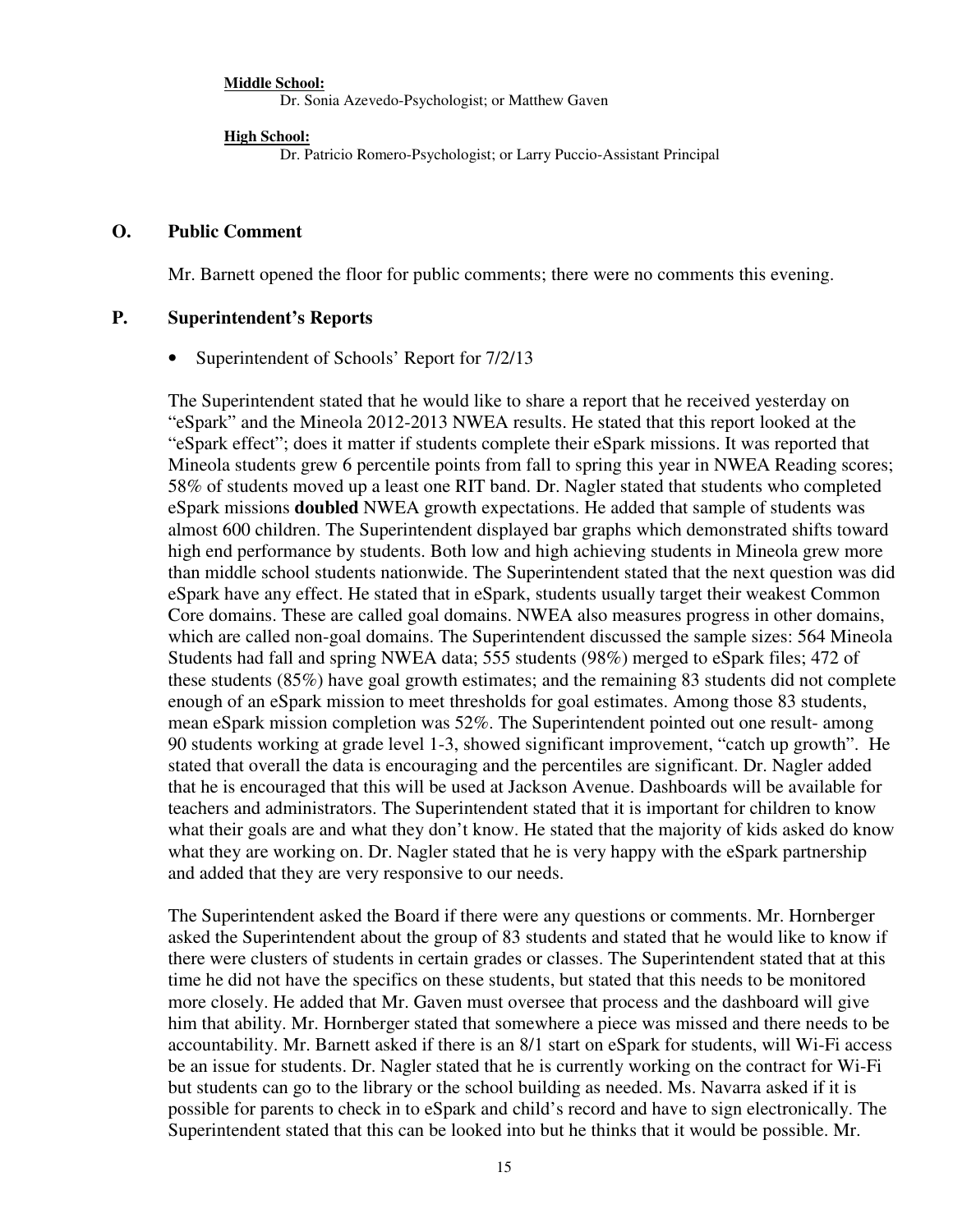**Middle School:**

Dr. Sonia Azevedo-Psychologist; or Matthew Gaven

**High School:**

Dr. Patricio Romero-Psychologist; or Larry Puccio-Assistant Principal

## O. Public Comment

Mr. Barnett opened the floor for public comments; there were no comments this evening.

## P. Superintendent's Reports

- Superintendent of Schools' Report for 7/2/13

The Superintendent stated that he would like to share a report that he received yesterday on "eSpark" and the Mineola 2012-2013 NWEA results. He stated that this report looked at the "eSpark effect"; does it matter if students complete their eSpark missions. It was reported that Mineola students grew 6 percentile points from fall to spring this year in NWEA Reading scores; 58% of students moved up a least one RIT band. Dr. Nagler stated that students who completed eSpark missions **doubled** NWEA growth expectations. He added that sample of students was almost 600 children. The Superintendent displayed bar graphs which demonstrated shifts toward high end performance by students. Both low and high achieving students in Mineola grew more than middle school students nationwide. The Superintendent stated that the next question was did eSpark have any effect. He stated that in eSpark, students usually target their weakest Common Core domains. These are called goal domains. NWEA also measures progress in other domains, which are called non-goal domains. The Superintendent discussed the sample sizes: 564 Mineola Students had fall and spring NWEA data; 555 students (98%) merged to eSpark files; 472 of these students (85%) have goal growth estimates; and the remaining 83 students did not complete enough of an eSpark mission to meet thresholds for goal estimates. Among those 83 students, mean eSpark mission completion was 52%. The Superintendent pointed out one result- among 90 students working at grade level 1-3, showed significant improvement, "catch up growth". He stated that overall the data is encouraging and the percentiles are significant. Dr. Nagler added that he is encouraged that this will be used at Jackson Avenue. Dashboards will be available for teachers and administrators. The Superintendent stated that it is important for children to know what their goals are and what they don't know. He stated that the majority of kids asked do know what they are working on. Dr. Nagler stated that he is very happy with the eSpark partnership and added that they are very responsive to our needs.

The Superintendent asked the Board if there were any questions or comments. Mr. Hornberger asked the Superintendent about the group of 83 students and stated that he would like to know if there were clusters of students in certain grades or classes. The Superintendent stated that at this time he did not have the specifics on these students, but stated that this needs to be monitored more closely. He added that Mr. Gaven must oversee that process and the dashboard will give him that ability. Mr. Hornberger stated that somewhere a piece was missed and there needs to be accountability. Mr. Barnett asked if there is an 8/1 start on eSpark for students, will Wi-Fi access be an issue for students. Dr. Nagler stated that he is currently working on the contract for Wi-Fi but students can go to the library or the school building as needed. Ms. Navarra asked if it is possible for parents to check in to eSpark and child's record and have to sign electronically. The Superintendent stated that this can be looked into but he thinks that it would be possible. Mr.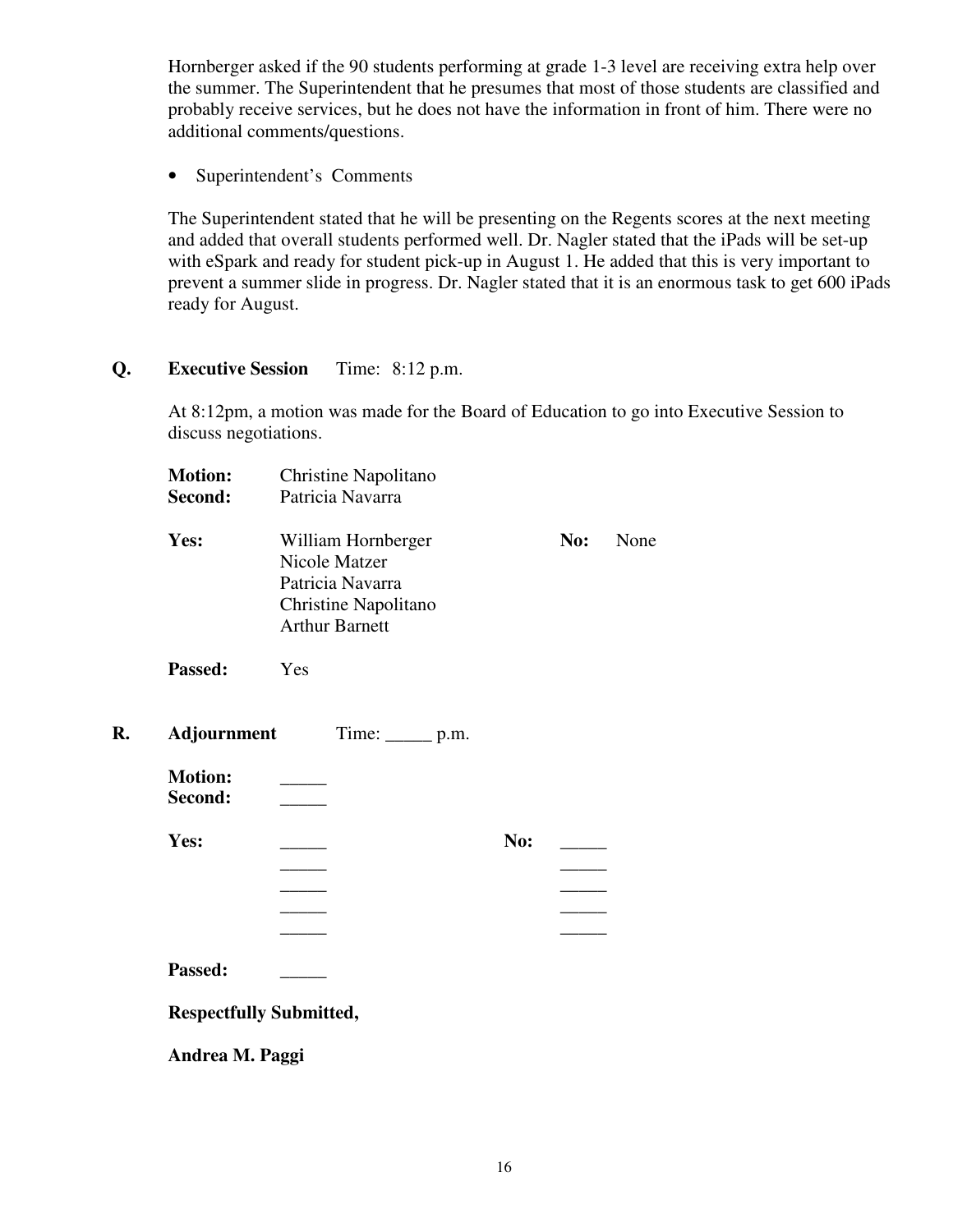Hornberger asked if the 90 students performing at grade 1-3 level are receiving extra help over the summer. The Superintendent that he presumes that most of those students are classified and probably receive services, but he does not have the information in front of him. There were no additional comments/questions.

- Superintendent's Comments

The Superintendent stated that he will be presenting on the Regents scores at the next meeting and added that overall students performed well. Dr. Nagler stated that the iPads will be set-up with eSpark and ready for student pick-up in August 1. He added that this is very important to prevent a summer slide in progress. Dr. Nagler stated that it is an enormous task to get 600 iPads ready for August.

**Q. Executive Session** Time: 8:12 p.m.

At 8:12pm, a motion was made for the Board of Education to go into Executive Session to discuss negotiations.

**Motion:** Christine Napolitano
**Second:** Patricia Navarra

**Yes:** William Hornberger
Nicole Matzer
Patricia Navarra
Christine Napolitano
Arthur Barnett

**No:** None

**Passed:** Yes

**R. Adjournment** Time: _____ p.m.

**Motion:** _____
**Second:** _____

**Yes:** _____
_____
_____
_____
_____

**No:** _____
_____
_____
_____
_____

**Passed:** _____

**Respectfully Submitted,**

**Andrea M. Paggi**